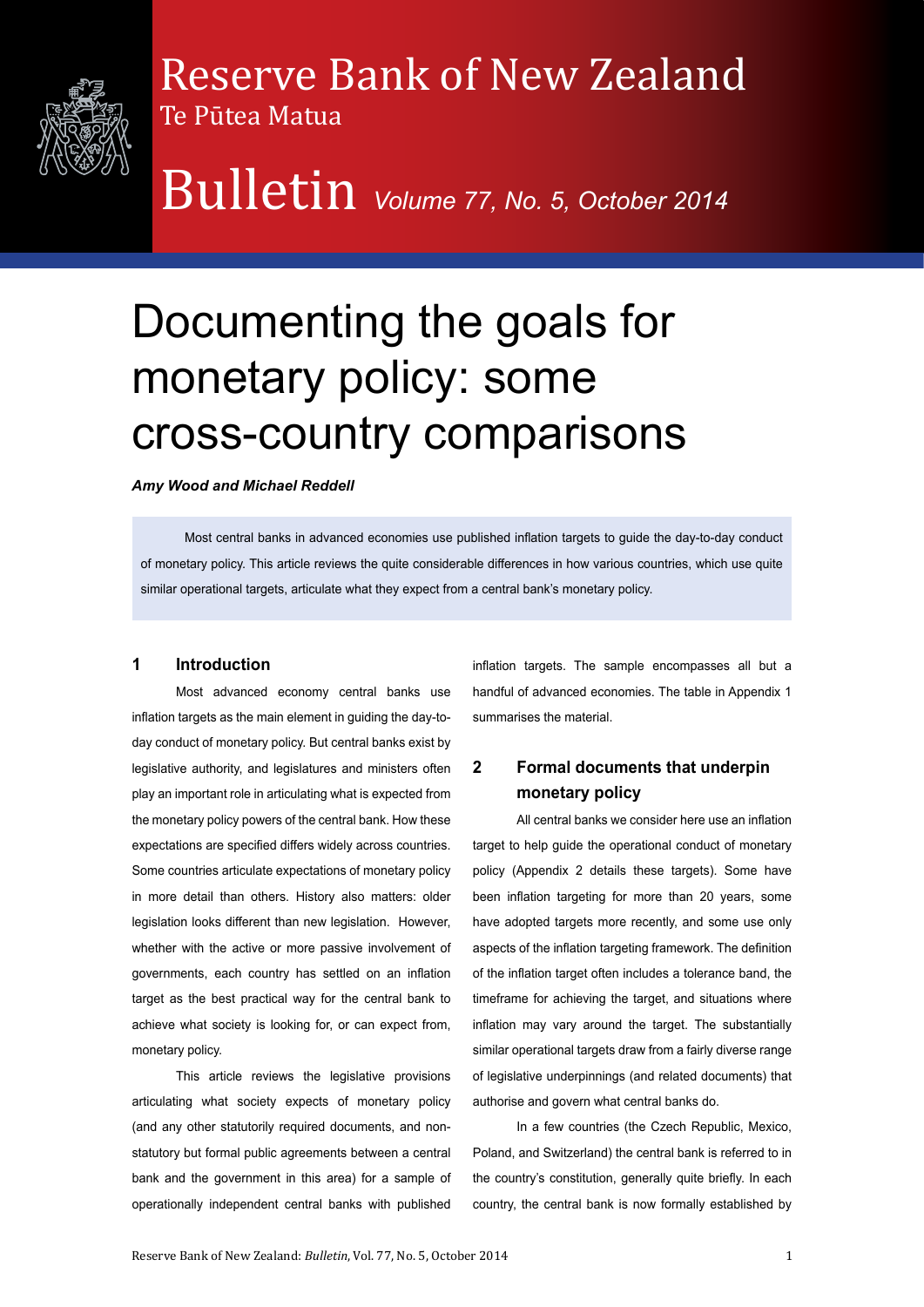# Reserve Bank of New Zealand

Te Pūtea Matua

# Bulletin *Volume 77, No. 5, October 2014*

# Documenting the goals for monetary policy: some cross-country comparisons

***Amy Wood and Michael Reddell***

Most central banks in advanced economies use published inflation targets to guide the day-to-day conduct of monetary policy. This article reviews the quite considerable differences in how various countries, which use quite similar operational targets, articulate what they expect from a central bank's monetary policy.

## 1 Introduction

Most advanced economy central banks use inflation targets as the main element in guiding the day-to-day conduct of monetary policy. But central banks exist by legislative authority, and legislatures and ministers often play an important role in articulating what is expected from the monetary policy powers of the central bank. How these expectations are specified differs widely across countries. Some countries articulate expectations of monetary policy in more detail than others. History also matters: older legislation looks different than new legislation. However, whether with the active or more passive involvement of governments, each country has settled on an inflation target as the best practical way for the central bank to achieve what society is looking for, or can expect from, monetary policy.

This article reviews the legislative provisions articulating what society expects of monetary policy (and any other statutorily required documents, and non-statutory but formal public agreements between a central bank and the government in this area) for a sample of operationally independent central banks with published inflation targets. The sample encompasses all but a handful of advanced economies. The table in Appendix 1 summarises the material.

## 2 Formal documents that underpin monetary policy

All central banks we consider here use an inflation target to help guide the operational conduct of monetary policy (Appendix 2 details these targets). Some have been inflation targeting for more than 20 years, some have adopted targets more recently, and some use only aspects of the inflation targeting framework. The definition of the inflation target often includes a tolerance band, the timeframe for achieving the target, and situations where inflation may vary around the target. The substantially similar operational targets draw from a fairly diverse range of legislative underpinnings (and related documents) that authorise and govern what central banks do.

In a few countries (the Czech Republic, Mexico, Poland, and Switzerland) the central bank is referred to in the country's constitution, generally quite briefly. In each country, the central bank is now formally established by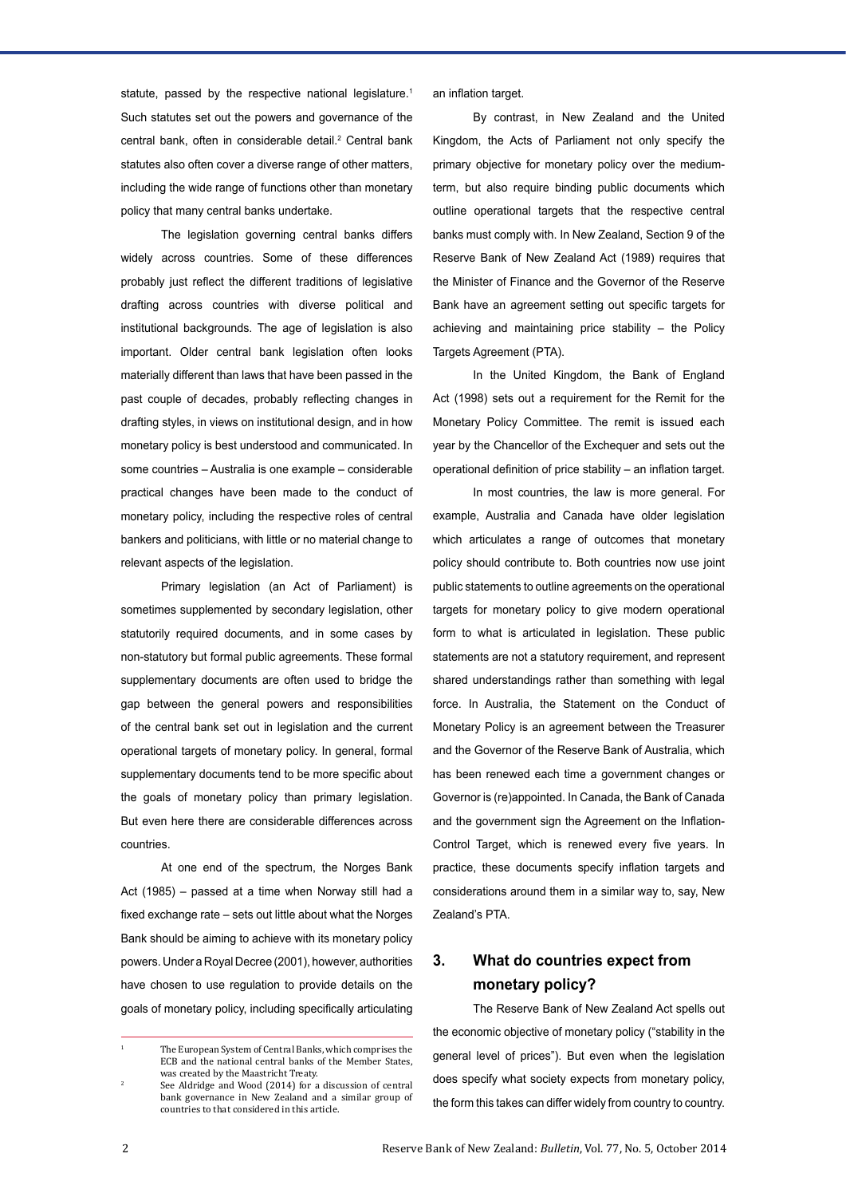statute, passed by the respective national legislature.[1] Such statutes set out the powers and governance of the central bank, often in considerable detail.[2] Central bank statutes also often cover a diverse range of other matters, including the wide range of functions other than monetary policy that many central banks undertake.

The legislation governing central banks differs widely across countries. Some of these differences probably just reflect the different traditions of legislative drafting across countries with diverse political and institutional backgrounds. The age of legislation is also important. Older central bank legislation often looks materially different than laws that have been passed in the past couple of decades, probably reflecting changes in drafting styles, in views on institutional design, and in how monetary policy is best understood and communicated. In some countries – Australia is one example – considerable practical changes have been made to the conduct of monetary policy, including the respective roles of central bankers and politicians, with little or no material change to relevant aspects of the legislation.

Primary legislation (an Act of Parliament) is sometimes supplemented by secondary legislation, other statutorily required documents, and in some cases by non-statutory but formal public agreements. These formal supplementary documents are often used to bridge the gap between the general powers and responsibilities of the central bank set out in legislation and the current operational targets of monetary policy. In general, formal supplementary documents tend to be more specific about the goals of monetary policy than primary legislation. But even here there are considerable differences across countries.

At one end of the spectrum, the Norges Bank Act (1985) – passed at a time when Norway still had a fixed exchange rate – sets out little about what the Norges Bank should be aiming to achieve with its monetary policy powers. Under a Royal Decree (2001), however, authorities have chosen to use regulation to provide details on the goals of monetary policy, including specifically articulating an inflation target.

By contrast, in New Zealand and the United Kingdom, the Acts of Parliament not only specify the primary objective for monetary policy over the medium-term, but also require binding public documents which outline operational targets that the respective central banks must comply with. In New Zealand, Section 9 of the Reserve Bank of New Zealand Act (1989) requires that the Minister of Finance and the Governor of the Reserve Bank have an agreement setting out specific targets for achieving and maintaining price stability – the Policy Targets Agreement (PTA).

In the United Kingdom, the Bank of England Act (1998) sets out a requirement for the Remit for the Monetary Policy Committee. The remit is issued each year by the Chancellor of the Exchequer and sets out the operational definition of price stability – an inflation target.

In most countries, the law is more general. For example, Australia and Canada have older legislation which articulates a range of outcomes that monetary policy should contribute to. Both countries now use joint public statements to outline agreements on the operational targets for monetary policy to give modern operational form to what is articulated in legislation. These public statements are not a statutory requirement, and represent shared understandings rather than something with legal force. In Australia, the Statement on the Conduct of Monetary Policy is an agreement between the Treasurer and the Governor of the Reserve Bank of Australia, which has been renewed each time a government changes or Governor is (re)appointed. In Canada, the Bank of Canada and the government sign the Agreement on the Inflation-Control Target, which is renewed every five years. In practice, these documents specify inflation targets and considerations around them in a similar way to, say, New Zealand's PTA.

## 3. What do countries expect from monetary policy?

The Reserve Bank of New Zealand Act spells out the economic objective of monetary policy ("stability in the general level of prices"). But even when the legislation does specify what society expects from monetary policy, the form this takes can differ widely from country to country.

---

[1] The European System of Central Banks, which comprises the ECB and the national central banks of the Member States, was created by the Maastricht Treaty.

[2] See Aldridge and Wood (2014) for a discussion of central bank governance in New Zealand and a similar group of countries to that considered in this article.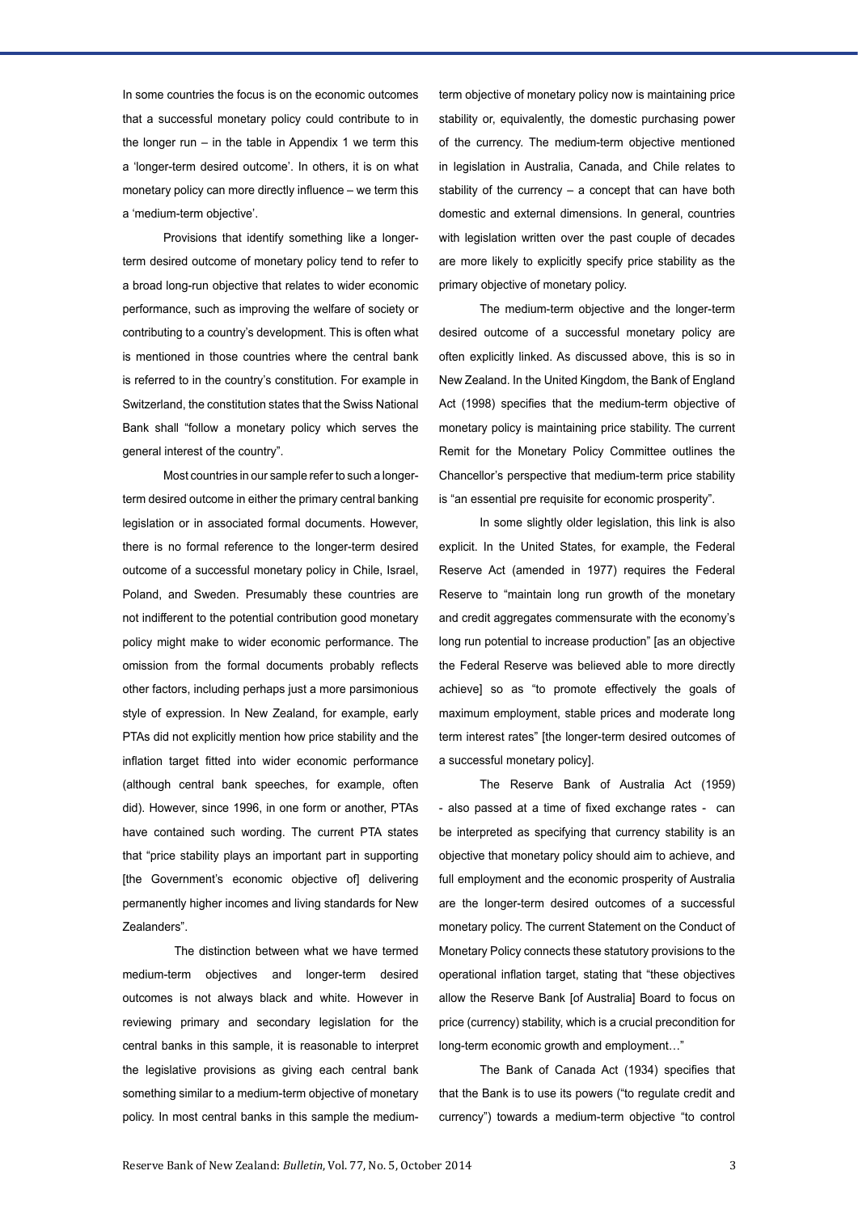In some countries the focus is on the economic outcomes that a successful monetary policy could contribute to in the longer run – in the table in Appendix 1 we term this a 'longer-term desired outcome'. In others, it is on what monetary policy can more directly influence – we term this a 'medium-term objective'.

Provisions that identify something like a longer-term desired outcome of monetary policy tend to refer to a broad long-run objective that relates to wider economic performance, such as improving the welfare of society or contributing to a country's development. This is often what is mentioned in those countries where the central bank is referred to in the country's constitution. For example in Switzerland, the constitution states that the Swiss National Bank shall "follow a monetary policy which serves the general interest of the country".

Most countries in our sample refer to such a longer-term desired outcome in either the primary central banking legislation or in associated formal documents. However, there is no formal reference to the longer-term desired outcome of a successful monetary policy in Chile, Israel, Poland, and Sweden. Presumably these countries are not indifferent to the potential contribution good monetary policy might make to wider economic performance. The omission from the formal documents probably reflects other factors, including perhaps just a more parsimonious style of expression. In New Zealand, for example, early PTAs did not explicitly mention how price stability and the inflation target fitted into wider economic performance (although central bank speeches, for example, often did). However, since 1996, in one form or another, PTAs have contained such wording. The current PTA states that "price stability plays an important part in supporting [the Government's economic objective of] delivering permanently higher incomes and living standards for New Zealanders".

The distinction between what we have termed medium-term objectives and longer-term desired outcomes is not always black and white. However in reviewing primary and secondary legislation for the central banks in this sample, it is reasonable to interpret the legislative provisions as giving each central bank something similar to a medium-term objective of monetary policy. In most central banks in this sample the medium-term objective of monetary policy now is maintaining price stability or, equivalently, the domestic purchasing power of the currency. The medium-term objective mentioned in legislation in Australia, Canada, and Chile relates to stability of the currency – a concept that can have both domestic and external dimensions. In general, countries with legislation written over the past couple of decades are more likely to explicitly specify price stability as the primary objective of monetary policy.

The medium-term objective and the longer-term desired outcome of a successful monetary policy are often explicitly linked. As discussed above, this is so in New Zealand. In the United Kingdom, the Bank of England Act (1998) specifies that the medium-term objective of monetary policy is maintaining price stability. The current Remit for the Monetary Policy Committee outlines the Chancellor's perspective that medium-term price stability is "an essential pre requisite for economic prosperity".

In some slightly older legislation, this link is also explicit. In the United States, for example, the Federal Reserve Act (amended in 1977) requires the Federal Reserve to "maintain long run growth of the monetary and credit aggregates commensurate with the economy's long run potential to increase production" [as an objective the Federal Reserve was believed able to more directly achieve] so as "to promote effectively the goals of maximum employment, stable prices and moderate long term interest rates" [the longer-term desired outcomes of a successful monetary policy].

The Reserve Bank of Australia Act (1959) - also passed at a time of fixed exchange rates - can be interpreted as specifying that currency stability is an objective that monetary policy should aim to achieve, and full employment and the economic prosperity of Australia are the longer-term desired outcomes of a successful monetary policy. The current Statement on the Conduct of Monetary Policy connects these statutory provisions to the operational inflation target, stating that "these objectives allow the Reserve Bank [of Australia] Board to focus on price (currency) stability, which is a crucial precondition for long-term economic growth and employment…"

The Bank of Canada Act (1934) specifies that that the Bank is to use its powers ("to regulate credit and currency") towards a medium-term objective "to control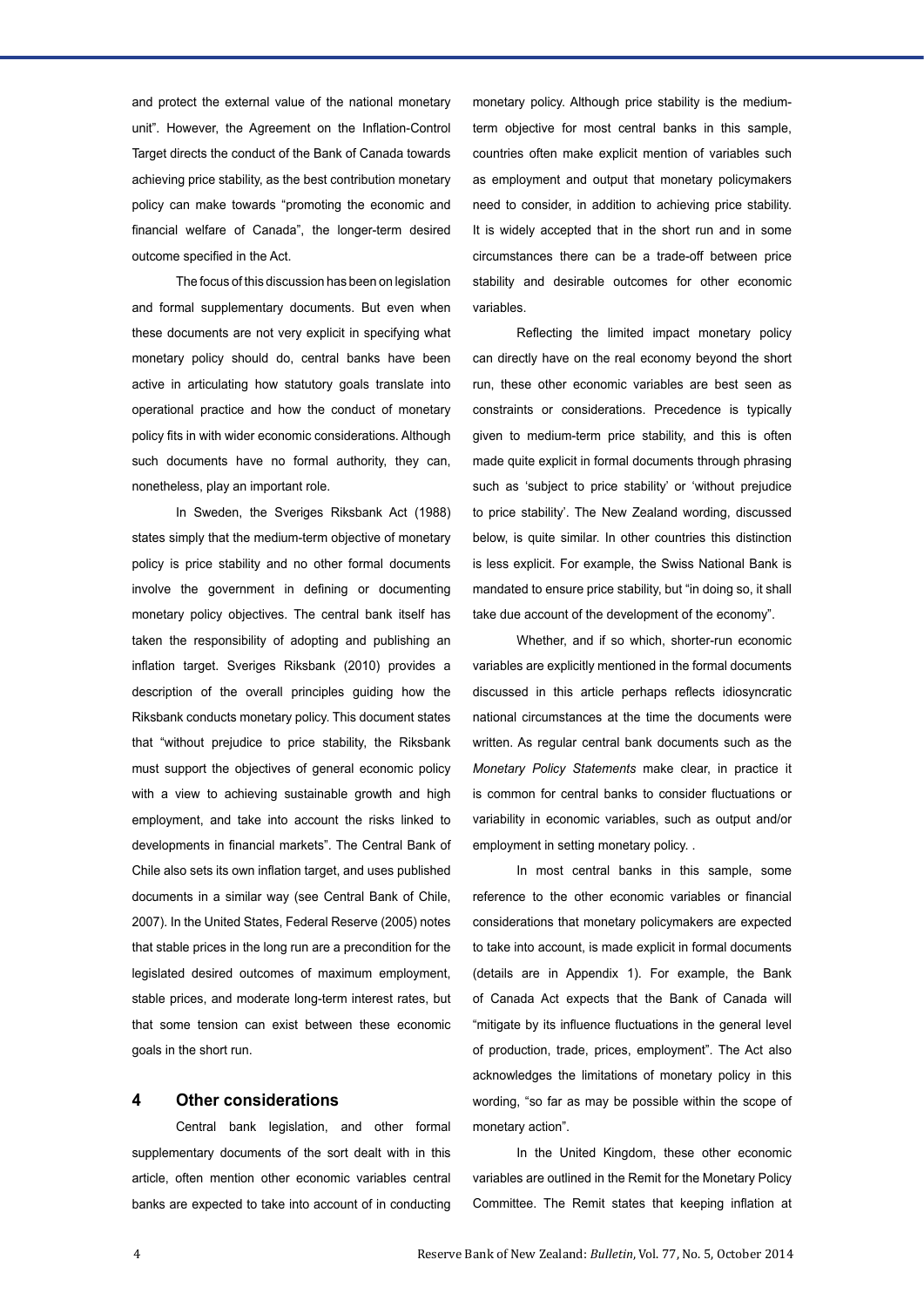and protect the external value of the national monetary unit". However, the Agreement on the Inflation-Control Target directs the conduct of the Bank of Canada towards achieving price stability, as the best contribution monetary policy can make towards "promoting the economic and financial welfare of Canada", the longer-term desired outcome specified in the Act.

The focus of this discussion has been on legislation and formal supplementary documents. But even when these documents are not very explicit in specifying what monetary policy should do, central banks have been active in articulating how statutory goals translate into operational practice and how the conduct of monetary policy fits in with wider economic considerations. Although such documents have no formal authority, they can, nonetheless, play an important role.

In Sweden, the Sveriges Riksbank Act (1988) states simply that the medium-term objective of monetary policy is price stability and no other formal documents involve the government in defining or documenting monetary policy objectives. The central bank itself has taken the responsibility of adopting and publishing an inflation target. Sveriges Riksbank (2010) provides a description of the overall principles guiding how the Riksbank conducts monetary policy. This document states that "without prejudice to price stability, the Riksbank must support the objectives of general economic policy with a view to achieving sustainable growth and high employment, and take into account the risks linked to developments in financial markets". The Central Bank of Chile also sets its own inflation target, and uses published documents in a similar way (see Central Bank of Chile, 2007). In the United States, Federal Reserve (2005) notes that stable prices in the long run are a precondition for the legislated desired outcomes of maximum employment, stable prices, and moderate long-term interest rates, but that some tension can exist between these economic goals in the short run.

## 4 Other considerations

Central bank legislation, and other formal supplementary documents of the sort dealt with in this article, often mention other economic variables central banks are expected to take into account of in conducting monetary policy. Although price stability is the medium-term objective for most central banks in this sample, countries often make explicit mention of variables such as employment and output that monetary policymakers need to consider, in addition to achieving price stability. It is widely accepted that in the short run and in some circumstances there can be a trade-off between price stability and desirable outcomes for other economic variables.

Reflecting the limited impact monetary policy can directly have on the real economy beyond the short run, these other economic variables are best seen as constraints or considerations. Precedence is typically given to medium-term price stability, and this is often made quite explicit in formal documents through phrasing such as 'subject to price stability' or 'without prejudice to price stability'. The New Zealand wording, discussed below, is quite similar. In other countries this distinction is less explicit. For example, the Swiss National Bank is mandated to ensure price stability, but "in doing so, it shall take due account of the development of the economy".

Whether, and if so which, shorter-run economic variables are explicitly mentioned in the formal documents discussed in this article perhaps reflects idiosyncratic national circumstances at the time the documents were written. As regular central bank documents such as the *Monetary Policy Statements* make clear, in practice it is common for central banks to consider fluctuations or variability in economic variables, such as output and/or employment in setting monetary policy. .

In most central banks in this sample, some reference to the other economic variables or financial considerations that monetary policymakers are expected to take into account, is made explicit in formal documents (details are in Appendix 1). For example, the Bank of Canada Act expects that the Bank of Canada will "mitigate by its influence fluctuations in the general level of production, trade, prices, employment". The Act also acknowledges the limitations of monetary policy in this wording, "so far as may be possible within the scope of monetary action".

In the United Kingdom, these other economic variables are outlined in the Remit for the Monetary Policy Committee. The Remit states that keeping inflation at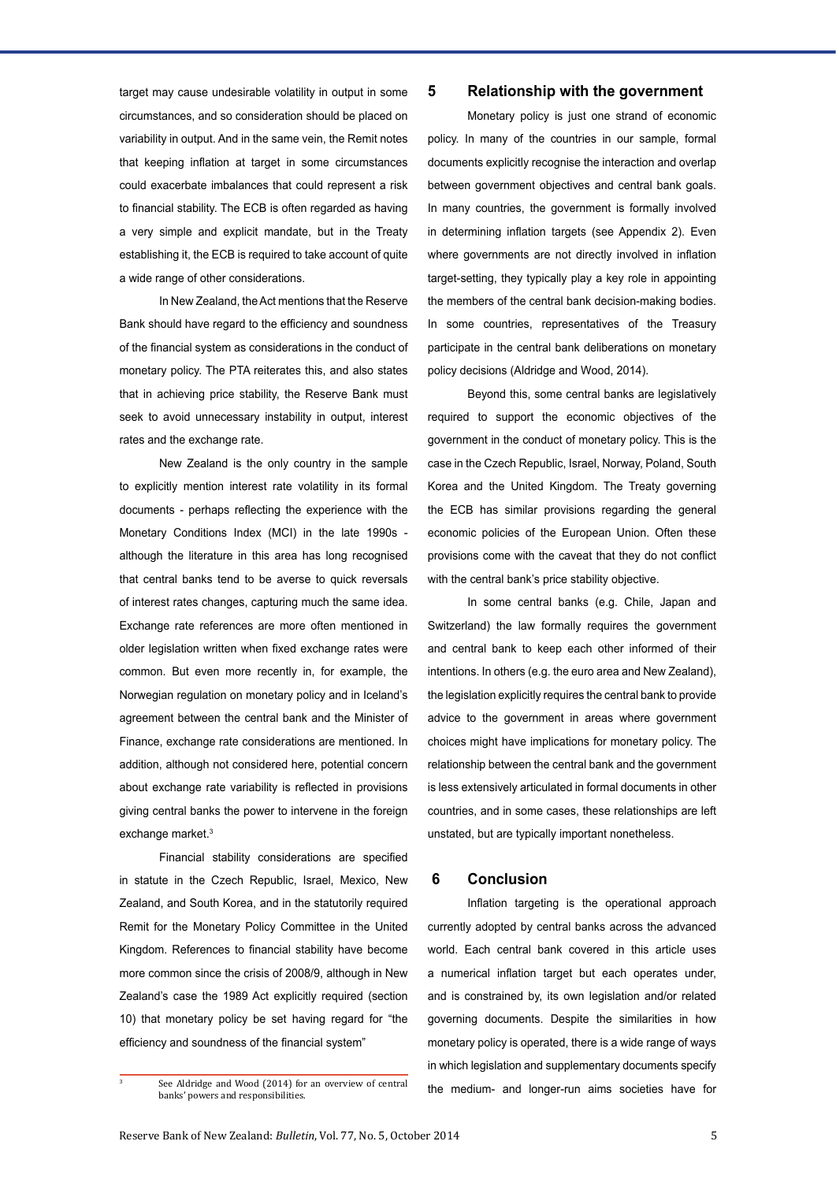target may cause undesirable volatility in output in some circumstances, and so consideration should be placed on variability in output. And in the same vein, the Remit notes that keeping inflation at target in some circumstances could exacerbate imbalances that could represent a risk to financial stability. The ECB is often regarded as having a very simple and explicit mandate, but in the Treaty establishing it, the ECB is required to take account of quite a wide range of other considerations.

In New Zealand, the Act mentions that the Reserve Bank should have regard to the efficiency and soundness of the financial system as considerations in the conduct of monetary policy. The PTA reiterates this, and also states that in achieving price stability, the Reserve Bank must seek to avoid unnecessary instability in output, interest rates and the exchange rate.

New Zealand is the only country in the sample to explicitly mention interest rate volatility in its formal documents - perhaps reflecting the experience with the Monetary Conditions Index (MCI) in the late 1990s - although the literature in this area has long recognised that central banks tend to be averse to quick reversals of interest rates changes, capturing much the same idea. Exchange rate references are more often mentioned in older legislation written when fixed exchange rates were common. But even more recently in, for example, the Norwegian regulation on monetary policy and in Iceland's agreement between the central bank and the Minister of Finance, exchange rate considerations are mentioned. In addition, although not considered here, potential concern about exchange rate variability is reflected in provisions giving central banks the power to intervene in the foreign exchange market.[3]

Financial stability considerations are specified in statute in the Czech Republic, Israel, Mexico, New Zealand, and South Korea, and in the statutorily required Remit for the Monetary Policy Committee in the United Kingdom. References to financial stability have become more common since the crisis of 2008/9, although in New Zealand's case the 1989 Act explicitly required (section 10) that monetary policy be set having regard for "the efficiency and soundness of the financial system"

[3] See Aldridge and Wood (2014) for an overview of central banks' powers and responsibilities.

## 5 Relationship with the government

Monetary policy is just one strand of economic policy. In many of the countries in our sample, formal documents explicitly recognise the interaction and overlap between government objectives and central bank goals. In many countries, the government is formally involved in determining inflation targets (see Appendix 2). Even where governments are not directly involved in inflation target-setting, they typically play a key role in appointing the members of the central bank decision-making bodies. In some countries, representatives of the Treasury participate in the central bank deliberations on monetary policy decisions (Aldridge and Wood, 2014).

Beyond this, some central banks are legislatively required to support the economic objectives of the government in the conduct of monetary policy. This is the case in the Czech Republic, Israel, Norway, Poland, South Korea and the United Kingdom. The Treaty governing the ECB has similar provisions regarding the general economic policies of the European Union. Often these provisions come with the caveat that they do not conflict with the central bank's price stability objective.

In some central banks (e.g. Chile, Japan and Switzerland) the law formally requires the government and central bank to keep each other informed of their intentions. In others (e.g. the euro area and New Zealand), the legislation explicitly requires the central bank to provide advice to the government in areas where government choices might have implications for monetary policy. The relationship between the central bank and the government is less extensively articulated in formal documents in other countries, and in some cases, these relationships are left unstated, but are typically important nonetheless.

## 6 Conclusion

Inflation targeting is the operational approach currently adopted by central banks across the advanced world. Each central bank covered in this article uses a numerical inflation target but each operates under, and is constrained by, its own legislation and/or related governing documents. Despite the similarities in how monetary policy is operated, there is a wide range of ways in which legislation and supplementary documents specify the medium- and longer-run aims societies have for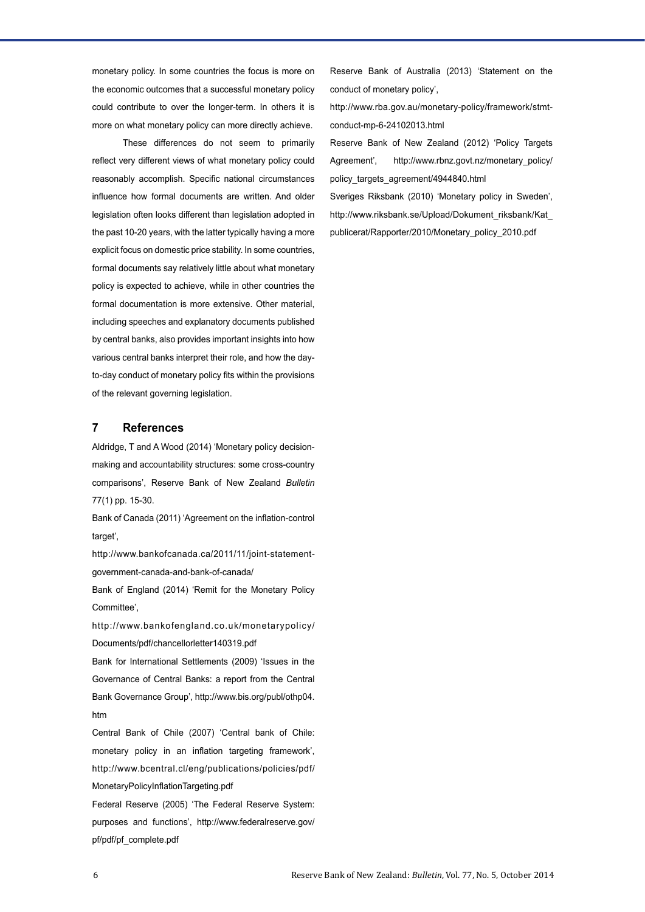monetary policy. In some countries the focus is more on the economic outcomes that a successful monetary policy could contribute to over the longer-term. In others it is more on what monetary policy can more directly achieve.

These differences do not seem to primarily reflect very different views of what monetary policy could reasonably accomplish. Specific national circumstances influence how formal documents are written. And older legislation often looks different than legislation adopted in the past 10-20 years, with the latter typically having a more explicit focus on domestic price stability. In some countries, formal documents say relatively little about what monetary policy is expected to achieve, while in other countries the formal documentation is more extensive. Other material, including speeches and explanatory documents published by central banks, also provides important insights into how various central banks interpret their role, and how the day-to-day conduct of monetary policy fits within the provisions of the relevant governing legislation.

## 7 References

Aldridge, T and A Wood (2014) 'Monetary policy decision-making and accountability structures: some cross-country comparisons', Reserve Bank of New Zealand *Bulletin* 77(1) pp. 15-30.

Bank of Canada (2011) 'Agreement on the inflation-control target', http://www.bankofcanada.ca/2011/11/joint-statement-government-canada-and-bank-of-canada/

Bank of England (2014) 'Remit for the Monetary Policy Committee', http://www.bankofengland.co.uk/monetarypolicy/Documents/pdf/chancellorletter140319.pdf

Bank for International Settlements (2009) 'Issues in the Governance of Central Banks: a report from the Central Bank Governance Group', http://www.bis.org/publ/othp04.htm

Central Bank of Chile (2007) 'Central bank of Chile: monetary policy in an inflation targeting framework', http://www.bcentral.cl/eng/publications/policies/pdf/MonetaryPolicyInflationTargeting.pdf

Federal Reserve (2005) 'The Federal Reserve System: purposes and functions', http://www.federalreserve.gov/pf/pdf/pf_complete.pdf

Reserve Bank of Australia (2013) 'Statement on the conduct of monetary policy', http://www.rba.gov.au/monetary-policy/framework/stmt-conduct-mp-6-24102013.html

Reserve Bank of New Zealand (2012) 'Policy Targets Agreement', http://www.rbnz.govt.nz/monetary_policy/policy_targets_agreement/4944840.html

Sveriges Riksbank (2010) 'Monetary policy in Sweden', http://www.riksbank.se/Upload/Dokument_riksbank/Kat_publicerat/Rapporter/2010/Monetary_policy_2010.pdf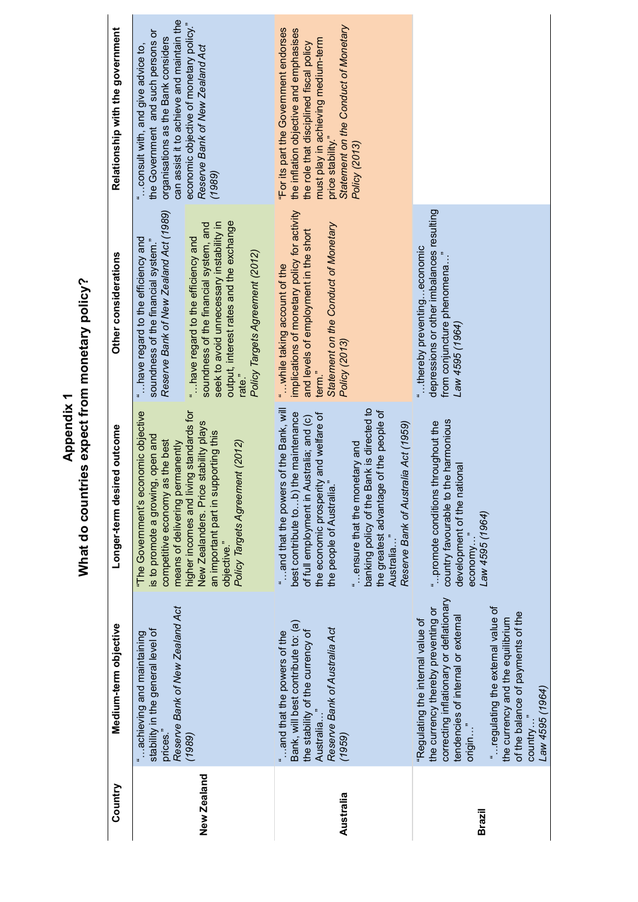# Appendix 1
## What do countries expect from monetary policy?

| Country | Medium-term objective | Longer-term desired outcome | Other considerations | Relationship with the government |
|---|---|---|---|---|
| **New Zealand** | "…achieving and maintaining stability in the general level of prices." *Reserve Bank of New Zealand Act (1989)* | "The Government's economic objective is to promote a growing, open and competitive economy as the best means of delivering permanently higher incomes and living standards for New Zealanders. Price stability plays an important part in supporting this objective." *Policy Targets Agreement (2012)* | "…have regard to the efficiency and soundness of the financial system." *Reserve Bank of New Zealand Act (1989)*<br><br>"…have regard to the efficiency and soundness of the financial system, and seek to avoid unnecessary instability in output, interest rates and the exchange rate." *Policy Targets Agreement (2012)* | "…consult with, and give advice to, the Government and such persons or organisations as the Bank considers can assist it to achieve and maintain the economic objective of monetary policy." *Reserve Bank of New Zealand Act (1989)* |
| **Australia** | "…and that the powers of the Bank, will best contribute to: (a) the stability of the currency of Australia…" *Reserve Bank of Australia Act (1959)* | "…and that the powers of the Bank, will best contribute to…b) the maintenance of full employment in Australia; and (c) the economic prosperity and welfare of the people of Australia."<br><br>"…ensure that the monetary and banking policy of the Bank is directed to the greatest advantage of the people of Australia…" *Reserve Bank of Australia Act (1959)* | "…while taking account of the implications of monetary policy for activity and levels of employment in the short term." *Statement on the Conduct of Monetary Policy (2013)* | "For its part the Government endorses the inflation objective and emphasises the role that disciplined fiscal policy must play in achieving medium-term price stability." *Statement on the Conduct of Monetary Policy (2013)* |
| **Brazil** | "Regulating the internal value of the currency thereby preventing or correcting inflationary or deflationary tendencies of internal or external origin…"<br><br>"…regulating the external value of the currency and the equilibrium of the balance of payments of the country…" *Law 4595 (1964)* | "…promote conditions throughout the country favourable to the harmonious development of the national economy…" *Law 4595 (1964)* | "…thereby preventing…economic depressions or other imbalances resulting from conjuncture phenomena…" *Law 4595 (1964)* | |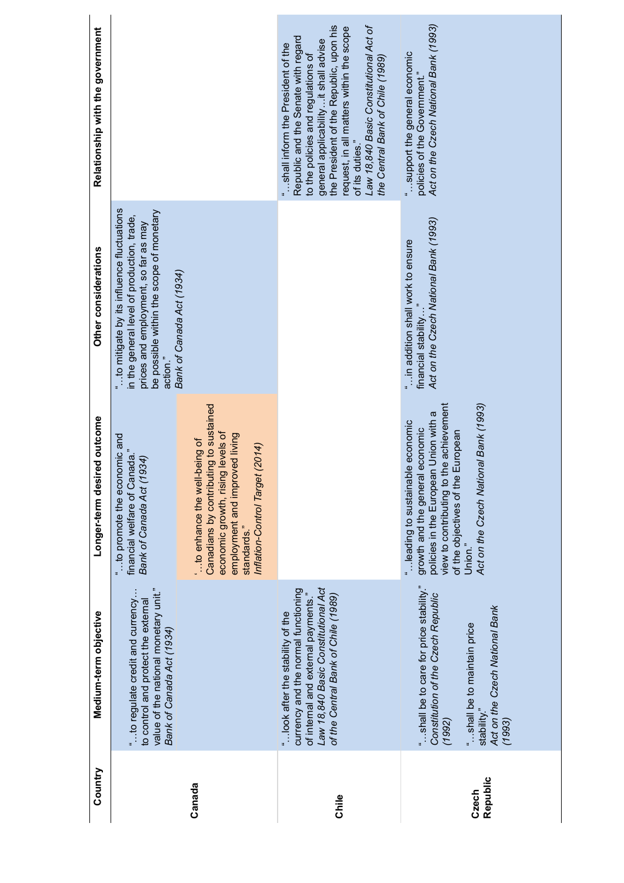| Country | Medium-term objective | Longer-term desired outcome | Other considerations | Relationship with the government |
| --- | --- | --- | --- | --- |
| Canada | "…to regulate credit and currency… to control and protect the external value of the national monetary unit." *Bank of Canada Act (1934)* | "…to promote the economic and financial welfare of Canada." *Bank of Canada Act (1934)*<br><br>'…to enhance the well-being of Canadians by contributing to sustained economic growth, rising levels of employment and improved living standards." *Inflation-Control Target (2014)* | "…to mitigate by its influence fluctuations in the general level of production, trade, prices and employment, so far as may be possible within the scope of monetary action." *Bank of Canada Act (1934)* | |
| Chile | "…look after the stability of the currency and the normal functioning of internal and external payments." *Law 18,840 Basic Constitutional Act of the Central Bank of Chile (1989)* | | | "…shall inform the President of the Republic and the Senate with regard to the policies and regulations of general applicability…it shall advise the President of the Republic, upon his request, in all matters within the scope of its duties." *Law 18,840 Basic Constitutional Act of the Central Bank of Chile (1989)* |
| Czech Republic | "…shall be to care for price stability." *Constitution of the Czech Republic (1992)*<br><br>"…shall be to maintain price stability." *Act on the Czech National Bank (1993)* | "…leading to sustainable economic growth and the general economic policies in the European Union with a view to contributing to the achievement of the objectives of the European Union." *Act on the Czech National Bank (1993)* | "…in addition shall work to ensure financial stability…" *Act on the Czech National Bank (1993)* | "…support the general economic policies of the Government." *Act on the Czech National Bank (1993)* |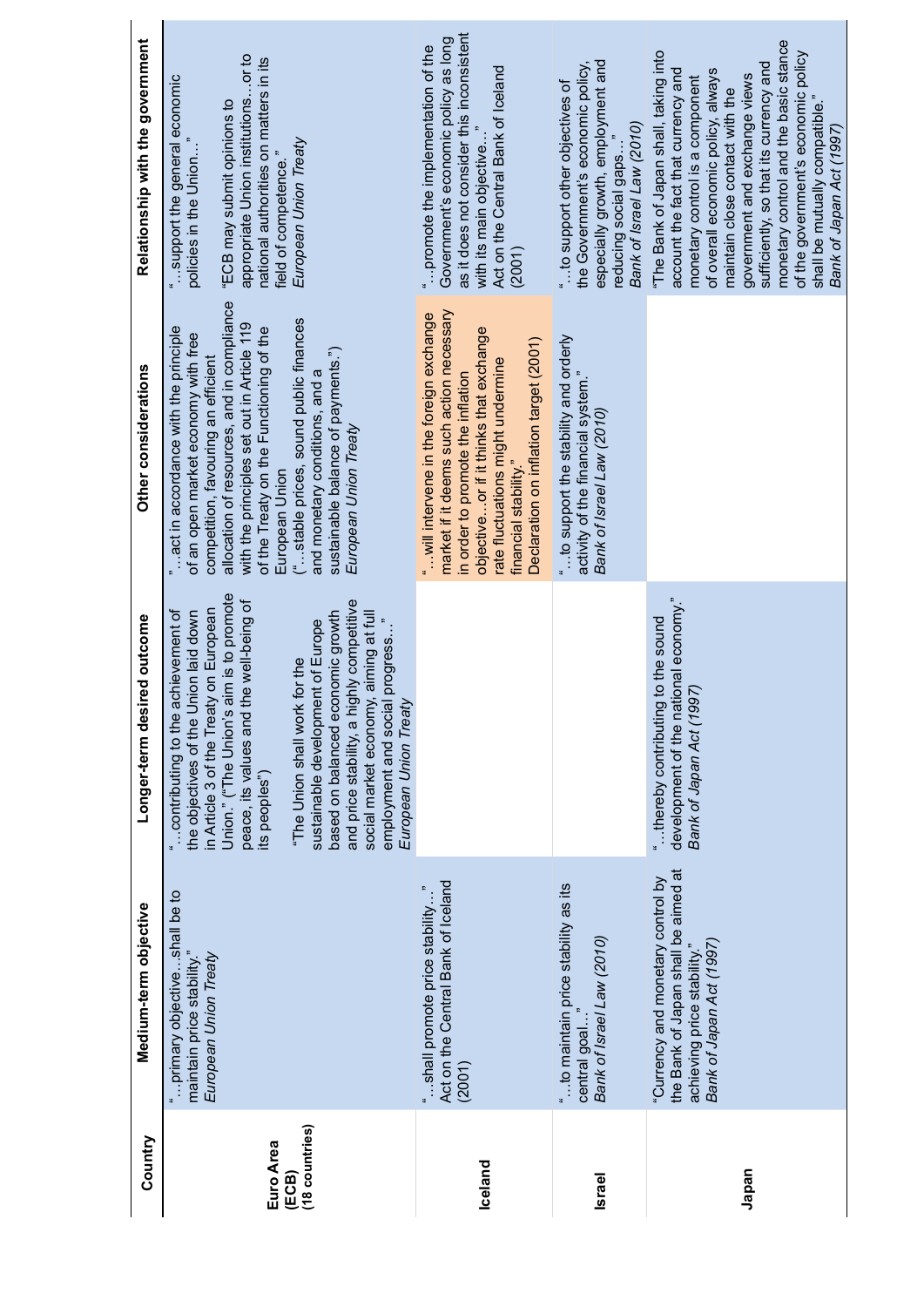| Country | Medium-term objective | Longer-term desired outcome | Other considerations | Relationship with the government |
|---|---|---|---|---|
| **Euro Area (ECB) (18 countries)** | "…primary objective…shall be to maintain price stability." *European Union Treaty* | "…contributing to the achievement of the objectives of the Union laid down in Article 3 of the Treaty on European Union." ("The Union's aim is to promote peace, its values and the well-being of its peoples") "The Union shall work for the sustainable development of Europe based on balanced economic growth and price stability, a highly competitive social market economy, aiming at full employment and social progress…" *European Union Treaty* | "…act in accordance with the principle of an open market economy with free competition, favouring an efficient allocation of resources, and in compliance with the principles set out in Article 119 of the Treaty on the Functioning of the European Union ("…stable prices, sound public finances and monetary conditions, and a sustainable balance of payments.") *European Union Treaty* | "…support the general economic policies in the Union…" "ECB may submit opinions to appropriate Union institutions…or to national authorities on matters in its field of competence." *European Union Treaty* |
| **Iceland** | "…shall promote price stability…" Act on the Central Bank of Iceland (2001) | | "…will intervene in the foreign exchange market if it deems such action necessary in order to promote the inflation objective…or if it thinks that exchange rate fluctuations might undermine financial stability." Declaration on inflation target (2001) | "…promote the implementation of the Government's economic policy as long as it does not consider this inconsistent with its main objective…" Act on the Central Bank of Iceland (2001) |
| **Israel** | "…to maintain price stability as its central goal…" *Bank of Israel Law (2010)* | | "…to support the stability and orderly activity of the financial system." *Bank of Israel Law (2010)* | "…to support other objectives of the Government's economic policy, especially growth, employment and reducing social gaps…" *Bank of Israel Law (2010)* |
| **Japan** | "Currency and monetary control by the Bank of Japan shall be aimed at achieving price stability." *Bank of Japan Act (1997)* | "…thereby contributing to the sound development of the national economy." *Bank of Japan Act (1997)* | | "The Bank of Japan shall, taking into account the fact that currency and monetary control is a component of overall economic policy, always maintain close contact with the government and exchange views sufficiently, so that its currency and monetary control and the basic stance of the government's economic policy shall be mutually compatible." *Bank of Japan Act (1997)* |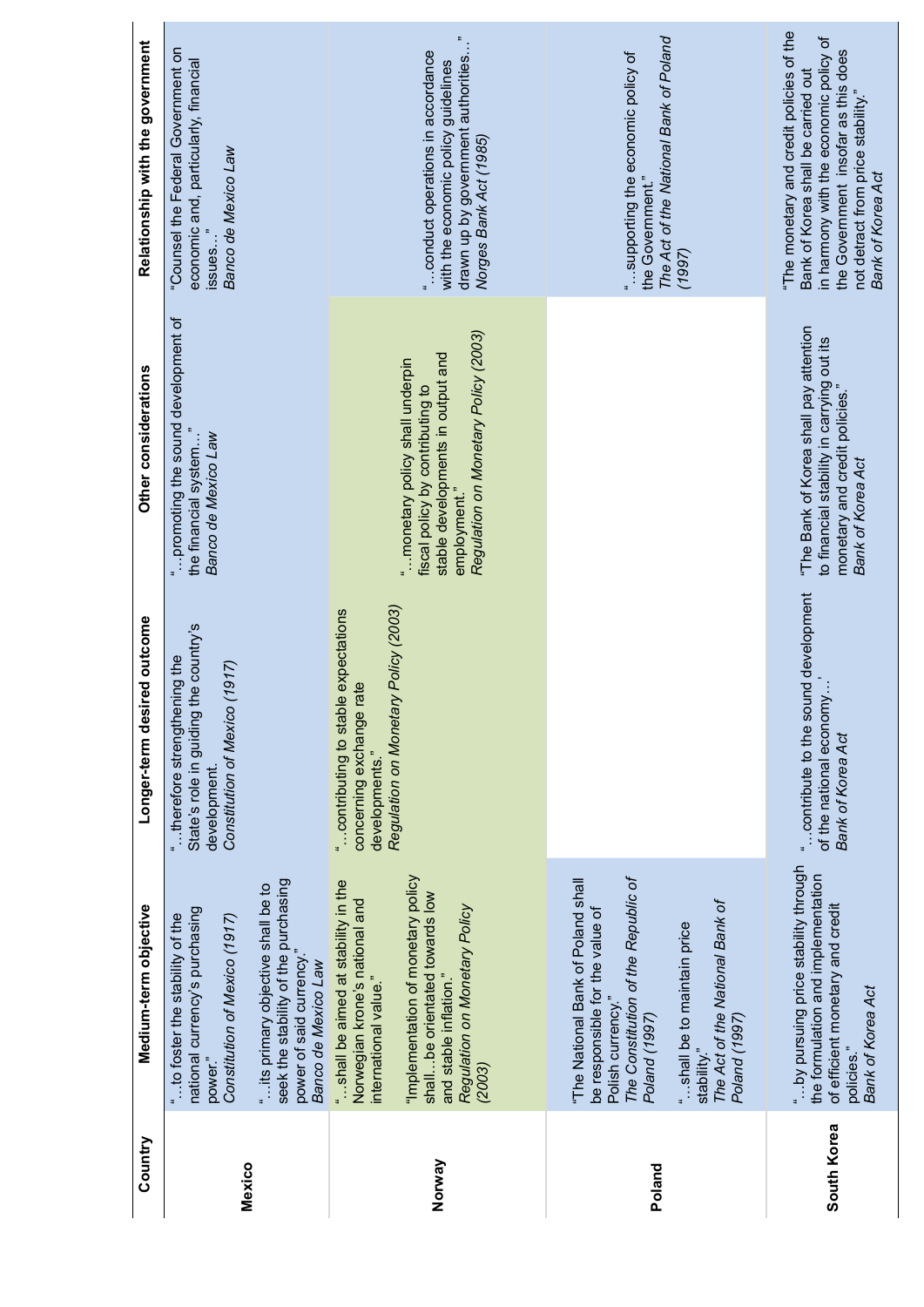| Country | Medium-term objective | Longer-term desired outcome | Other considerations | Relationship with the government |
|---|---|---|---|---|
| **Mexico** | "…to foster the stability of the national currency's purchasing power." *Constitution of Mexico (1917)*<br><br>"…its primary objective shall be to seek the stability of the purchasing power of said currency." *Banco de Mexico Law* | "…therefore strengthening the State's role in guiding the country's development." *Constitution of Mexico (1917)* | "…promoting the sound development of the financial system…" *Banco de Mexico Law* | "Counsel the Federal Government on economic and, particularly, financial issues…" *Banco de Mexico Law* |
| **Norway** | "…shall be aimed at stability in the Norwegian krone's national and international value."<br><br>"Implementation of monetary policy shall…be orientated towards low and stable inflation." *Regulation on Monetary Policy (2003)* | "…contributing to stable expectations concerning exchange rate developments." *Regulation on Monetary Policy (2003)* | "…monetary policy shall underpin fiscal policy by contributing to stable developments in output and employment." *Regulation on Monetary Policy (2003)* | "…conduct operations in accordance with the economic policy guidelines drawn up by government authorities…" *Norges Bank Act (1985)* |
| **Poland** | "The National Bank of Poland shall be responsible for the value of Polish currency." *The Constitution of the Republic of Poland (1997)*<br><br>"…shall be to maintain price stability." *The Act of the National Bank of Poland (1997)* | | | "…supporting the economic policy of the Government." *The Act of the National Bank of Poland (1997)* |
| **South Korea** | "…by pursuing price stability through the formulation and implementation of efficient monetary and credit policies." *Bank of Korea Act* | "…contribute to the sound development of the national economy…' *Bank of Korea Act* | "The Bank of Korea shall pay attention to financial stability in carrying out its monetary and credit policies." *Bank of Korea Act* | "The monetary and credit policies of the Bank of Korea shall be carried out in harmony with the economic policy of the Government insofar as this does not detract from price stability." *Bank of Korea Act* |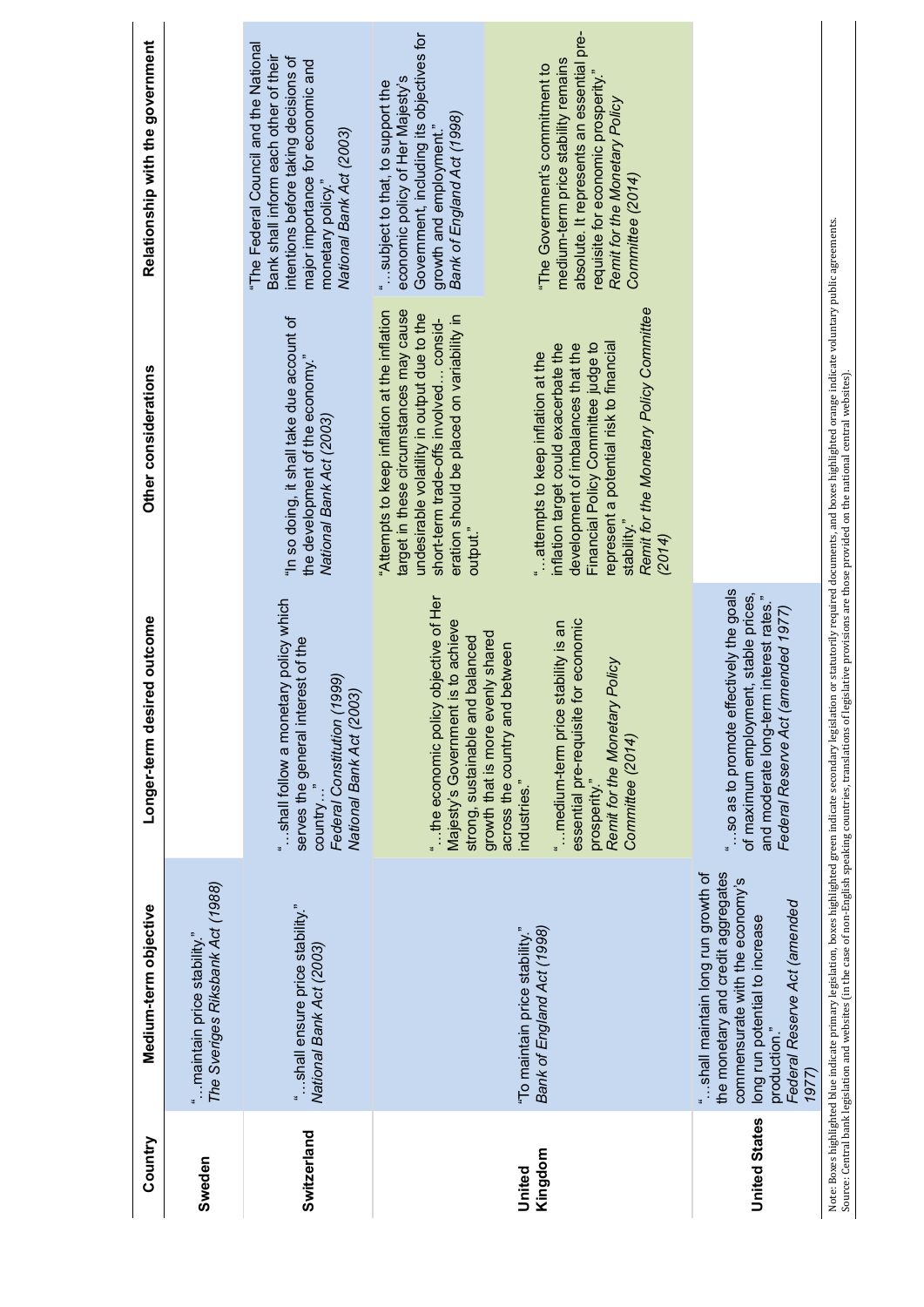| Country | Medium-term objective | Longer-term desired outcome | Other considerations | Relationship with the government |
|---|---|---|---|---|
| Sweden | "…maintain price stability." *The Sveriges Riksbank Act (1988)* | | | |
| Switzerland | "…shall ensure price stability." *National Bank Act (2003)* | "…shall follow a monetary policy which serves the general interest of the country…" *Federal Constitution (1999) National Bank Act (2003)* | "In so doing, it shall take due account of the development of the economy." *National Bank Act (2003)* | "The Federal Council and the National Bank shall inform each other of their intentions before taking decisions of major importance for economic and monetary policy." *National Bank Act (2003)* |
| United Kingdom | "To maintain price stability." *Bank of England Act (1998)* | "…the economic policy objective of Her Majesty's Government is to achieve strong, sustainable and balanced growth that is more evenly shared across the country and between industries." "…medium-term price stability is an essential pre-requisite for economic prosperity." *Remit for the Monetary Policy Committee (2014)* | "Attempts to keep inflation at the inflation target in these circumstances may cause undesirable volatility in output due to the short-term trade-offs involved… consideration should be placed on variability in output." "…attempts to keep inflation at the inflation target could exacerbate the development of imbalances that the Financial Policy Committee judge to represent a potential risk to financial stability." *Remit for the Monetary Policy Committee (2014)* | "…subject to that, to support the economic policy of Her Majesty's Government, including its objectives for growth and employment." *Bank of England Act (1998)* "The Government's commitment to medium-term price stability remains absolute. It represents an essential pre-requisite for economic prosperity." *Remit for the Monetary Policy Committee (2014)* |
| United States | "…shall maintain long run growth of the monetary and credit aggregates commensurate with the economy's long run potential to increase production." *Federal Reserve Act (amended 1977)* | "…so as to promote effectively the goals of maximum employment, stable prices, and moderate long-term interest rates." *Federal Reserve Act (amended 1977)* | | |

Note: Boxes highlighted blue indicate primary legislation, boxes highlighted green indicate secondary legislation or statutorily required documents, and boxes highlighted orange indicate voluntary public agreements.
Source: Central bank legislation and websites (in the case of non-English speaking countries, translations of legislative provisions are those provided on the national central websites).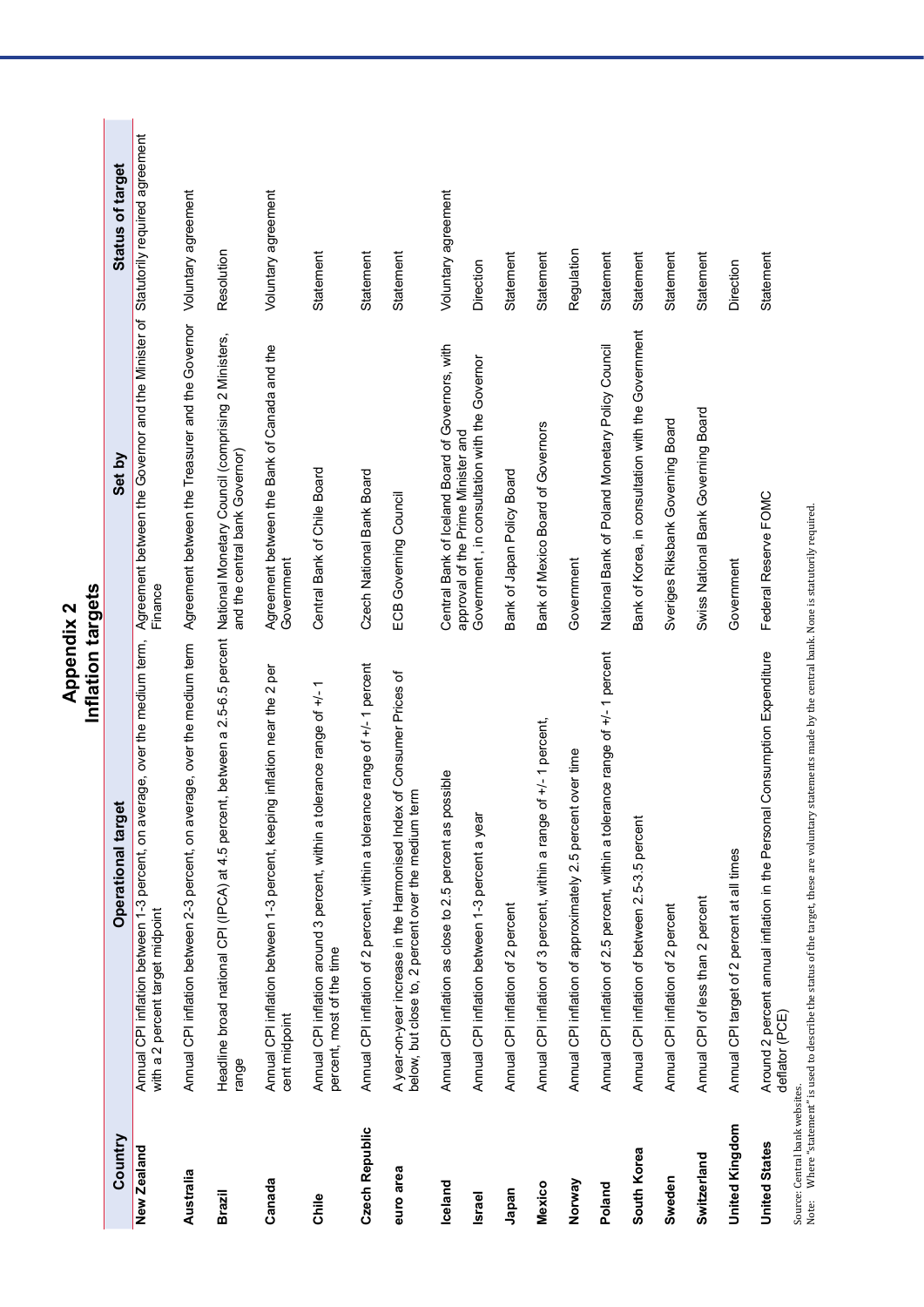# Appendix 2

## Inflation targets

| Country | Operational target | Set by | Status of target |
|---|---|---|---|
| New Zealand | Annual CPI inflation between 1-3 percent, on average, over the medium term, with a 2 percent target midpoint | Agreement between the Governor and the Minister of Finance | Statutorily required agreement |
| Australia | Annual CPI inflation between 2-3 percent, on average, over the medium term | Agreement between the Treasurer and the Governor | Voluntary agreement |
| Brazil | Headline broad national CPI (IPCA) at 4.5 percent, between a 2.5-6.5 percent range | National Monetary Council (comprising 2 Ministers, and the central bank Governor) | Resolution |
| Canada | Annual CPI inflation between 1-3 percent, keeping inflation near the 2 per cent midpoint | Agreement between the Bank of Canada and the Government | Voluntary agreement |
| Chile | Annual CPI inflation around 3 percent, within a tolerance range of +/- 1 percent, most of the time | Central Bank of Chile Board | Statement |
| Czech Republic | Annual CPI inflation of 2 percent, within a tolerance range of +/- 1 percent | Czech National Bank Board | Statement |
| euro area | A year-on-year increase in the Harmonised Index of Consumer Prices of below, but close to, 2 percent over the medium term | ECB Governing Council | Statement |
| Iceland | Annual CPI inflation as close to 2.5 percent as possible | Central Bank of Iceland Board of Governors, with approval of the Prime Minister and | Voluntary agreement |
| Israel | Annual CPI inflation between 1-3 percent a year | Government , in consultation with the Governor | Direction |
| Japan | Annual CPI inflation of 2 percent | Bank of Japan Policy Board | Statement |
| Mexico | Annual CPI inflation of 3 percent, within a range of +/- 1 percent, | Bank of Mexico Board of Governors | Statement |
| Norway | Annual CPI inflation of approximately 2.5 percent over time | Government | Regulation |
| Poland | Annual CPI inflation of 2.5 percent, within a tolerance range of +/- 1 percent | National Bank of Poland Monetary Policy Council | Statement |
| South Korea | Annual CPI inflation of between 2.5-3.5 percent | Bank of Korea, in consultation with the Government | Statement |
| Sweden | Annual CPI inflation of 2 percent | Sveriges Riksbank Governing Board | Statement |
| Switzerland | Annual CPI of less than 2 percent | Swiss National Bank Governing Board | Statement |
| United Kingdom | Annual CPI target of 2 percent at all times | Government | Direction |
| United States | Around 2 percent annual inflation in the Personal Consumption Expenditure deflator (PCE) | Federal Reserve FOMC | Statement |

Source: Central bank websites.
Note: Where "statement" is used to describe the status of the target, these are voluntary statements made by the central bank. None is statutorily required.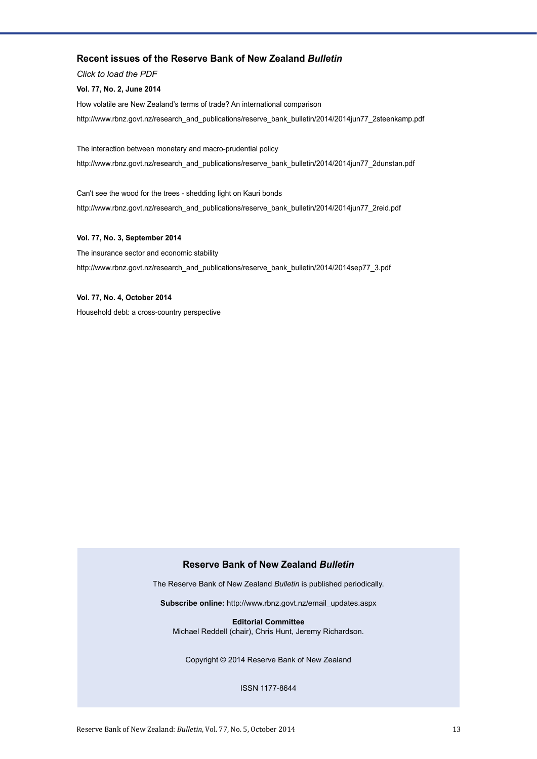## Recent issues of the Reserve Bank of New Zealand *Bulletin*

*Click to load the PDF*

**Vol. 77, No. 2, June 2014**

How volatile are New Zealand's terms of trade? An international comparison

http://www.rbnz.govt.nz/research_and_publications/reserve_bank_bulletin/2014/2014jun77_2steenkamp.pdf

The interaction between monetary and macro-prudential policy

http://www.rbnz.govt.nz/research_and_publications/reserve_bank_bulletin/2014/2014jun77_2dunstan.pdf

Can't see the wood for the trees - shedding light on Kauri bonds

http://www.rbnz.govt.nz/research_and_publications/reserve_bank_bulletin/2014/2014jun77_2reid.pdf

**Vol. 77, No. 3, September 2014**

The insurance sector and economic stability

http://www.rbnz.govt.nz/research_and_publications/reserve_bank_bulletin/2014/2014sep77_3.pdf

**Vol. 77, No. 4, October 2014**

Household debt: a cross-country perspective

### Reserve Bank of New Zealand *Bulletin*

The Reserve Bank of New Zealand *Bulletin* is published periodically.

**Subscribe online:** http://www.rbnz.govt.nz/email_updates.aspx

**Editorial Committee**
Michael Reddell (chair), Chris Hunt, Jeremy Richardson.

Copyright © 2014 Reserve Bank of New Zealand

ISSN 1177-8644